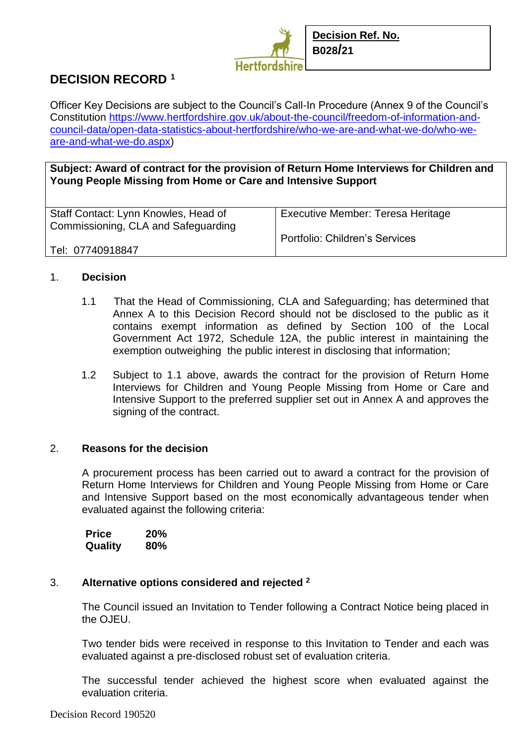| **Decision Ref. No.** |
|---|
| **B028/21** |

# DECISION RECORD [1]

Officer Key Decisions are subject to the Council's Call-In Procedure (Annex 9 of the Council's Constitution [https://www.hertfordshire.gov.uk/about-the-council/freedom-of-information-and-council-data/open-data-statistics-about-hertfordshire/who-we-are-and-what-we-do/who-we-are-and-what-we-do.aspx](https://www.hertfordshire.gov.uk/about-the-council/freedom-of-information-and-council-data/open-data-statistics-about-hertfordshire/who-we-are-and-what-we-do/who-we-are-and-what-we-do.aspx))

| **Subject: Award of contract for the provision of Return Home Interviews for Children and Young People Missing from Home or Care and Intensive Support** | |
|---|---|
| Staff Contact: Lynn Knowles, Head of Commissioning, CLA and Safeguarding<br><br>Tel: 07740918847 | Executive Member: Teresa Heritage<br><br>Portfolio: Children's Services |

1. **Decision**

   1.1 That the Head of Commissioning, CLA and Safeguarding; has determined that Annex A to this Decision Record should not be disclosed to the public as it contains exempt information as defined by Section 100 of the Local Government Act 1972, Schedule 12A, the public interest in maintaining the exemption outweighing the public interest in disclosing that information;

   1.2 Subject to 1.1 above, awards the contract for the provision of Return Home Interviews for Children and Young People Missing from Home or Care and Intensive Support to the preferred supplier set out in Annex A and approves the signing of the contract.

2. **Reasons for the decision**

   A procurement process has been carried out to award a contract for the provision of Return Home Interviews for Children and Young People Missing from Home or Care and Intensive Support based on the most economically advantageous tender when evaluated against the following criteria:

   | | |
   |---|---|
   | **Price** | **20%** |
   | **Quality** | **80%** |

3. **Alternative options considered and rejected [2]**

   The Council issued an Invitation to Tender following a Contract Notice being placed in the OJEU.

   Two tender bids were received in response to this Invitation to Tender and each was evaluated against a pre-disclosed robust set of evaluation criteria.

   The successful tender achieved the highest score when evaluated against the evaluation criteria.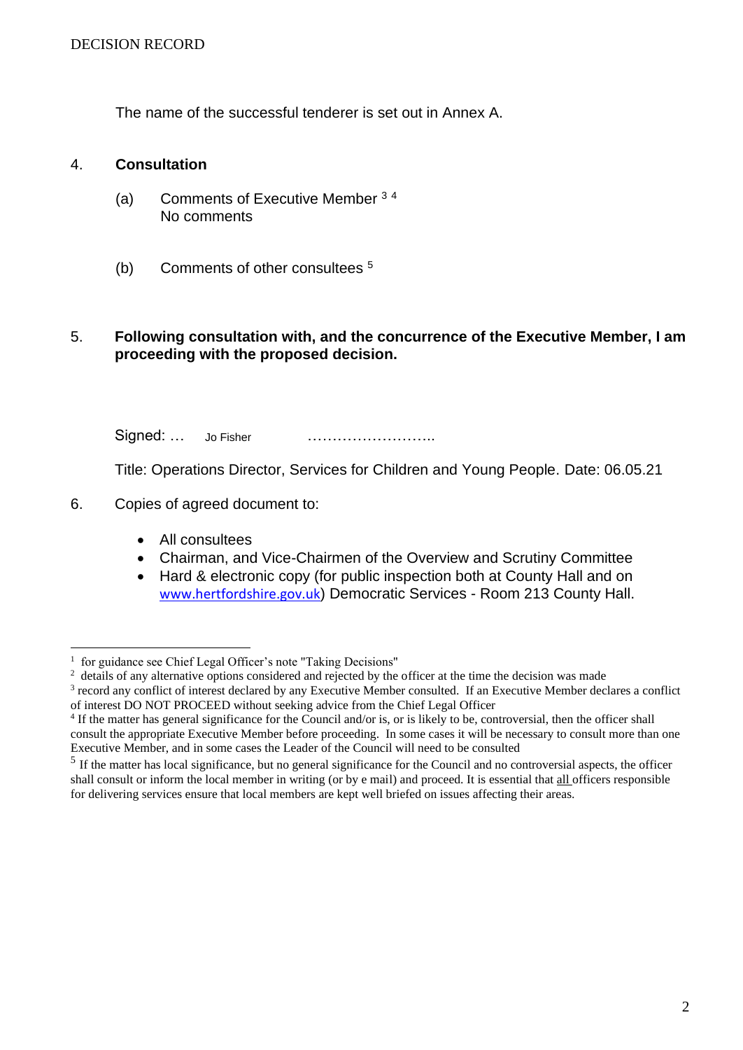The name of the successful tenderer is set out in Annex A.

4. **Consultation**

(a) Comments of Executive Member [3] [4]
No comments

(b) Comments of other consultees [5]

5. **Following consultation with, and the concurrence of the Executive Member, I am proceeding with the proposed decision.**

Signed: … Jo Fisher ……………………..

Title: Operations Director, Services for Children and Young People. Date: 06.05.21

6. Copies of agreed document to:

- All consultees
- Chairman, and Vice-Chairmen of the Overview and Scrutiny Committee
- Hard & electronic copy (for public inspection both at County Hall and on www.hertfordshire.gov.uk) Democratic Services - Room 213 County Hall.

---

[1] for guidance see Chief Legal Officer's note "Taking Decisions"

[2] details of any alternative options considered and rejected by the officer at the time the decision was made

[3] record any conflict of interest declared by any Executive Member consulted. If an Executive Member declares a conflict of interest DO NOT PROCEED without seeking advice from the Chief Legal Officer

[4] If the matter has general significance for the Council and/or is, or is likely to be, controversial, then the officer shall consult the appropriate Executive Member before proceeding. In some cases it will be necessary to consult more than one Executive Member, and in some cases the Leader of the Council will need to be consulted

[5] If the matter has local significance, but no general significance for the Council and no controversial aspects, the officer shall consult or inform the local member in writing (or by e mail) and proceed. It is essential that all officers responsible for delivering services ensure that local members are kept well briefed on issues affecting their areas.